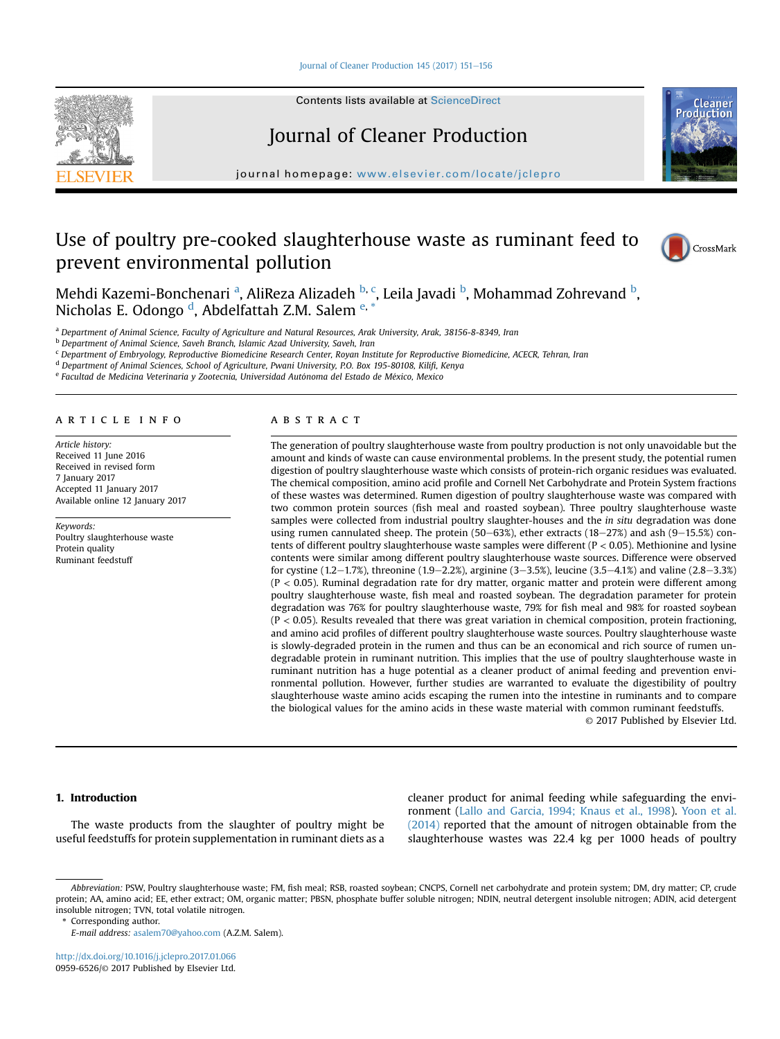Contents lists available at ScienceDirect

# Journal of Cleaner Production

journal homepage: www.elsevier.com/locate/jclepro

# Use of poultry pre-cooked slaughterhouse waste as ruminant feed to prevent environmental pollution

Mehdi Kazemi-Bonchenari [a], AliReza Alizadeh [b, c], Leila Javadi [b], Mohammad Zohrevand [b], Nicholas E. Odongo [d], Abdelfattah Z.M. Salem [e, *]

[a] Department of Animal Science, Faculty of Agriculture and Natural Resources, Arak University, Arak, 38156-8-8349, Iran
[b] Department of Animal Science, Saveh Branch, Islamic Azad University, Saveh, Iran
[c] Department of Embryology, Reproductive Biomedicine Research Center, Royan Institute for Reproductive Biomedicine, ACECR, Tehran, Iran
[d] Department of Animal Sciences, School of Agriculture, Pwani University, P.O. Box 195-80108, Kilifi, Kenya
[e] Facultad de Medicina Veterinaria y Zootecnia, Universidad Autónoma del Estado de México, Mexico

## ARTICLE INFO

*Article history:*
Received 11 June 2016
Received in revised form
7 January 2017
Accepted 11 January 2017
Available online 12 January 2017

*Keywords:*
Poultry slaughterhouse waste
Protein quality
Ruminant feedstuff

## ABSTRACT

The generation of poultry slaughterhouse waste from poultry production is not only unavoidable but the amount and kinds of waste can cause environmental problems. In the present study, the potential rumen digestion of poultry slaughterhouse waste which consists of protein-rich organic residues was evaluated. The chemical composition, amino acid profile and Cornell Net Carbohydrate and Protein System fractions of these wastes was determined. Rumen digestion of poultry slaughterhouse waste was compared with two common protein sources (fish meal and roasted soybean). Three poultry slaughterhouse waste samples were collected from industrial poultry slaughter-houses and the *in situ* degradation was done using rumen cannulated sheep. The protein (50–63%), ether extracts (18–27%) and ash (9–15.5%) contents of different poultry slaughterhouse waste samples were different ($P < 0.05$). Methionine and lysine contents were similar among different poultry slaughterhouse waste sources. Difference were observed for cystine (1.2–1.7%), threonine (1.9–2.2%), arginine (3–3.5%), leucine (3.5–4.1%) and valine (2.8–3.3%) ($P < 0.05$). Ruminal degradation rate for dry matter, organic matter and protein were different among poultry slaughterhouse waste, fish meal and roasted soybean. The degradation parameter for protein degradation was 76% for poultry slaughterhouse waste, 79% for fish meal and 98% for roasted soybean ($P < 0.05$). Results revealed that there was great variation in chemical composition, protein fractioning, and amino acid profiles of different poultry slaughterhouse waste sources. Poultry slaughterhouse waste is slowly-degraded protein in the rumen and thus can be an economical and rich source of rumen undegradable protein in ruminant nutrition. This implies that the use of poultry slaughterhouse waste in ruminant nutrition has a huge potential as a cleaner product of animal feeding and prevention environmental pollution. However, further studies are warranted to evaluate the digestibility of poultry slaughterhouse waste amino acids escaping the rumen into the intestine in ruminants and to compare the biological values for the amino acids in these waste material with common ruminant feedstuffs.

© 2017 Published by Elsevier Ltd.

## 1. Introduction

The waste products from the slaughter of poultry might be useful feedstuffs for protein supplementation in ruminant diets as a cleaner product for animal feeding while safeguarding the environment (Lallo and Garcia, 1994; Knaus et al., 1998). Yoon et al. (2014) reported that the amount of nitrogen obtainable from the slaughterhouse wastes was 22.4 kg per 1000 heads of poultry

---

*Abbreviation:* PSW, Poultry slaughterhouse waste; FM, fish meal; RSB, roasted soybean; CNCPS, Cornell net carbohydrate and protein system; DM, dry matter; CP, crude protein; AA, amino acid; EE, ether extract; OM, organic matter; PBSN, phosphate buffer soluble nitrogen; NDIN, neutral detergent insoluble nitrogen; ADIN, acid detergent insoluble nitrogen; TVN, total volatile nitrogen.

\* Corresponding author.
*E-mail address:* asalem70@yahoo.com (A.Z.M. Salem).

http://dx.doi.org/10.1016/j.jclepro.2017.01.066
0959-6526/© 2017 Published by Elsevier Ltd.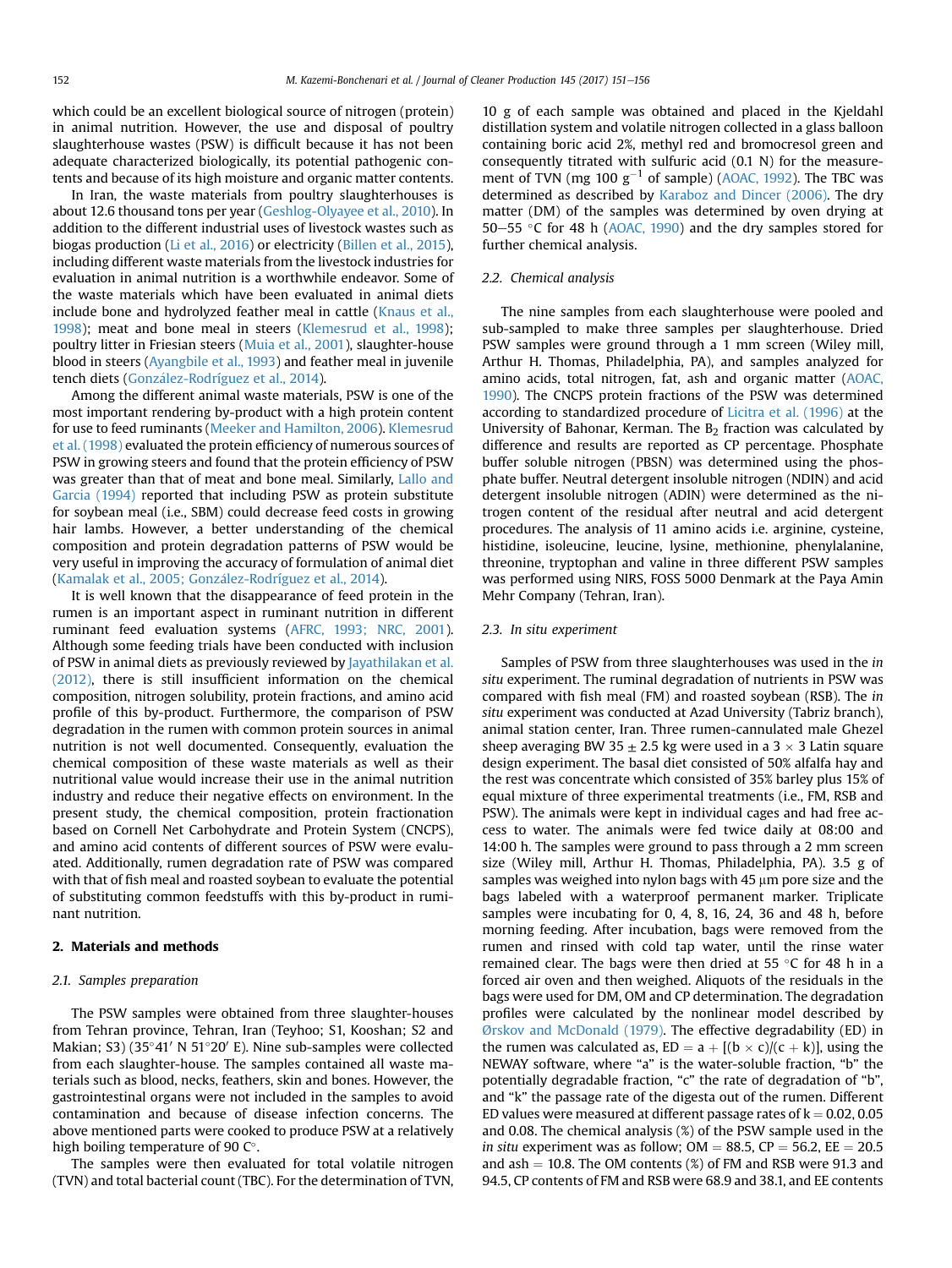which could be an excellent biological source of nitrogen (protein) in animal nutrition. However, the use and disposal of poultry slaughterhouse wastes (PSW) is difficult because it has not been adequate characterized biologically, its potential pathogenic contents and because of its high moisture and organic matter contents.

In Iran, the waste materials from poultry slaughterhouses is about 12.6 thousand tons per year (Geshlog-Olyayee et al., 2010). In addition to the different industrial uses of livestock wastes such as biogas production (Li et al., 2016) or electricity (Billen et al., 2015), including different waste materials from the livestock industries for evaluation in animal nutrition is a worthwhile endeavor. Some of the waste materials which have been evaluated in animal diets include bone and hydrolyzed feather meal in cattle (Knaus et al., 1998); meat and bone meal in steers (Klemesrud et al., 1998); poultry litter in Friesian steers (Muia et al., 2001), slaughter-house blood in steers (Ayangbile et al., 1993) and feather meal in juvenile tench diets (González-Rodríguez et al., 2014).

Among the different animal waste materials, PSW is one of the most important rendering by-product with a high protein content for use to feed ruminants (Meeker and Hamilton, 2006). Klemesrud et al. (1998) evaluated the protein efficiency of numerous sources of PSW in growing steers and found that the protein efficiency of PSW was greater than that of meat and bone meal. Similarly, Lallo and Garcia (1994) reported that including PSW as protein substitute for soybean meal (i.e., SBM) could decrease feed costs in growing hair lambs. However, a better understanding of the chemical composition and protein degradation patterns of PSW would be very useful in improving the accuracy of formulation of animal diet (Kamalak et al., 2005; González-Rodríguez et al., 2014).

It is well known that the disappearance of feed protein in the rumen is an important aspect in ruminant nutrition in different ruminant feed evaluation systems (AFRC, 1993; NRC, 2001). Although some feeding trials have been conducted with inclusion of PSW in animal diets as previously reviewed by Jayathilakan et al. (2012), there is still insufficient information on the chemical composition, nitrogen solubility, protein fractions, and amino acid profile of this by-product. Furthermore, the comparison of PSW degradation in the rumen with common protein sources in animal nutrition is not well documented. Consequently, evaluation the chemical composition of these waste materials as well as their nutritional value would increase their use in the animal nutrition industry and reduce their negative effects on environment. In the present study, the chemical composition, protein fractionation based on Cornell Net Carbohydrate and Protein System (CNCPS), and amino acid contents of different sources of PSW were evaluated. Additionally, rumen degradation rate of PSW was compared with that of fish meal and roasted soybean to evaluate the potential of substituting common feedstuffs with this by-product in ruminant nutrition.

## 2. Materials and methods

### 2.1. Samples preparation

The PSW samples were obtained from three slaughter-houses from Tehran province, Tehran, Iran (Teyhoo; S1, Kooshan; S2 and Makian; S3) (35°41′ N 51°20′ E). Nine sub-samples were collected from each slaughter-house. The samples contained all waste materials such as blood, necks, feathers, skin and bones. However, the gastrointestinal organs were not included in the samples to avoid contamination and because of disease infection concerns. The above mentioned parts were cooked to produce PSW at a relatively high boiling temperature of 90 C°.

The samples were then evaluated for total volatile nitrogen (TVN) and total bacterial count (TBC). For the determination of TVN, 10 g of each sample was obtained and placed in the Kjeldahl distillation system and volatile nitrogen collected in a glass balloon containing boric acid 2%, methyl red and bromocresol green and consequently titrated with sulfuric acid (0.1 N) for the measurement of TVN (mg 100 $g^{-1}$ of sample) (AOAC, 1992). The TBC was determined as described by Karaboz and Dincer (2006). The dry matter (DM) of the samples was determined by oven drying at 50–55 °C for 48 h (AOAC, 1990) and the dry samples stored for further chemical analysis.

### 2.2. Chemical analysis

The nine samples from each slaughterhouse were pooled and sub-sampled to make three samples per slaughterhouse. Dried PSW samples were ground through a 1 mm screen (Wiley mill, Arthur H. Thomas, Philadelphia, PA), and samples analyzed for amino acids, total nitrogen, fat, ash and organic matter (AOAC, 1990). The CNCPS protein fractions of the PSW was determined according to standardized procedure of Licitra et al. (1996) at the University of Bahonar, Kerman. The $B_2$ fraction was calculated by difference and results are reported as CP percentage. Phosphate buffer soluble nitrogen (PBSN) was determined using the phosphate buffer. Neutral detergent insoluble nitrogen (NDIN) and acid detergent insoluble nitrogen (ADIN) were determined as the nitrogen content of the residual after neutral and acid detergent procedures. The analysis of 11 amino acids i.e. arginine, cysteine, histidine, isoleucine, leucine, lysine, methionine, phenylalanine, threonine, tryptophan and valine in three different PSW samples was performed using NIRS, FOSS 5000 Denmark at the Paya Amin Mehr Company (Tehran, Iran).

### 2.3. In situ experiment

Samples of PSW from three slaughterhouses was used in the *in situ* experiment. The ruminal degradation of nutrients in PSW was compared with fish meal (FM) and roasted soybean (RSB). The *in situ* experiment was conducted at Azad University (Tabriz branch), animal station center, Iran. Three rumen-cannulated male Ghezel sheep averaging BW 35 ± 2.5 kg were used in a 3 × 3 Latin square design experiment. The basal diet consisted of 50% alfalfa hay and the rest was concentrate which consisted of 35% barley plus 15% of equal mixture of three experimental treatments (i.e., FM, RSB and PSW). The animals were kept in individual cages and had free access to water. The animals were fed twice daily at 08:00 and 14:00 h. The samples were ground to pass through a 2 mm screen size (Wiley mill, Arthur H. Thomas, Philadelphia, PA). 3.5 g of samples was weighed into nylon bags with 45 μm pore size and the bags labeled with a waterproof permanent marker. Triplicate samples were incubating for 0, 4, 8, 16, 24, 36 and 48 h, before morning feeding. After incubation, bags were removed from the rumen and rinsed with cold tap water, until the rinse water remained clear. The bags were then dried at 55 °C for 48 h in a forced air oven and then weighed. Aliquots of the residuals in the bags were used for DM, OM and CP determination. The degradation profiles were calculated by the nonlinear model described by Ørskov and McDonald (1979). The effective degradability (ED) in the rumen was calculated as, $ED = a + [(b \times c)/(c + k)]$, using the NEWAY software, where "a" is the water-soluble fraction, "b" the potentially degradable fraction, "c" the rate of degradation of "b", and "k" the passage rate of the digesta out of the rumen. Different ED values were measured at different passage rates of k = 0.02, 0.05 and 0.08. The chemical analysis (%) of the PSW sample used in the *in situ* experiment was as follow; OM = 88.5, CP = 56.2, EE = 20.5 and ash = 10.8. The OM contents (%) of FM and RSB were 91.3 and 94.5, CP contents of FM and RSB were 68.9 and 38.1, and EE contents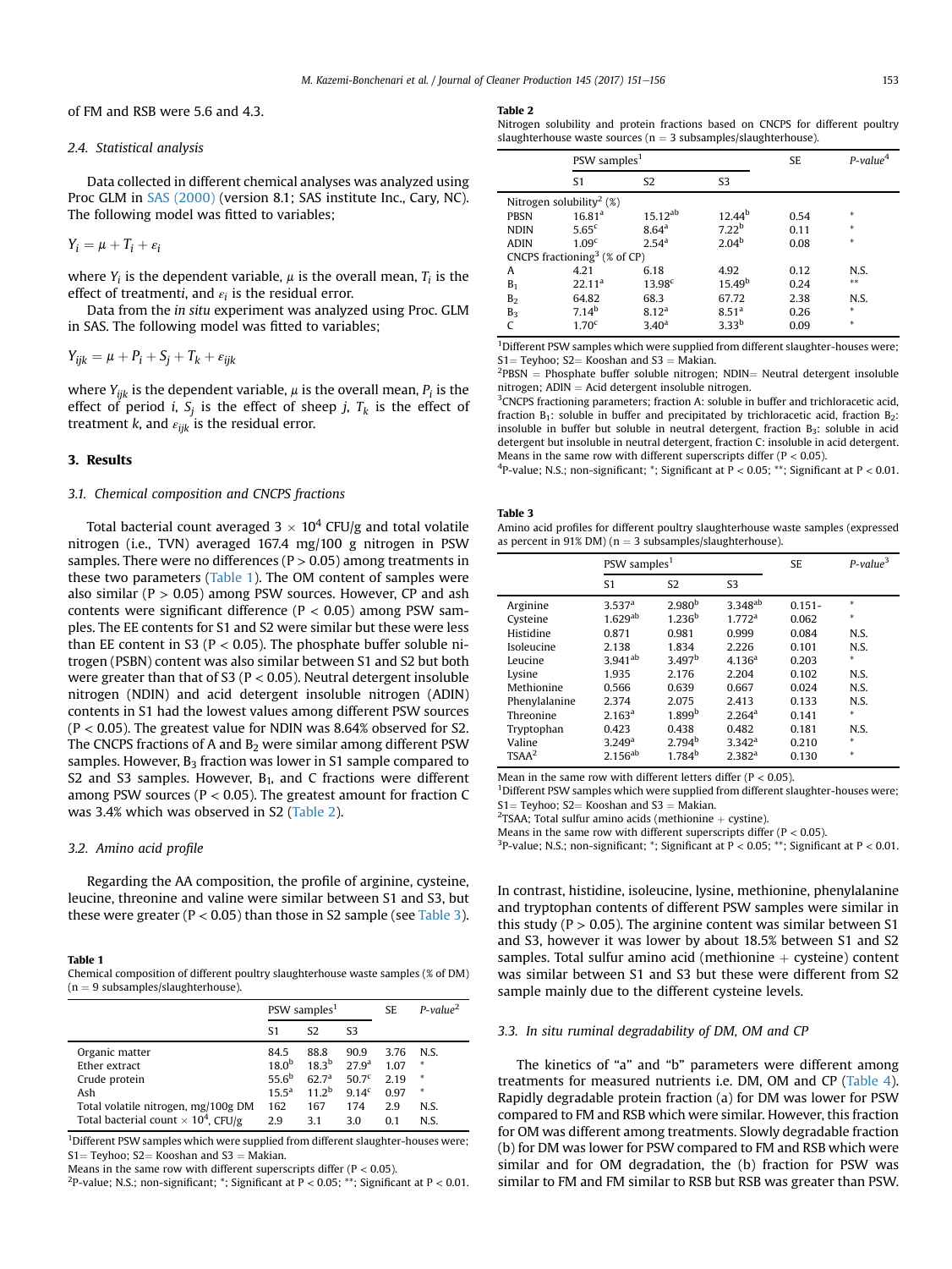of FM and RSB were 5.6 and 4.3.

### 2.4. Statistical analysis

Data collected in different chemical analyses was analyzed using Proc GLM in SAS (2000) (version 8.1; SAS institute Inc., Cary, NC). The following model was fitted to variables;

$$Y_i = \mu + T_i + \varepsilon_i$$

where $Y_i$ is the dependent variable, $\mu$ is the overall mean, $T_i$ is the effect of treatment*i*, and $\varepsilon_i$ is the residual error.

Data from the *in situ* experiment was analyzed using Proc. GLM in SAS. The following model was fitted to variables;

$$Y_{ijk} = \mu + P_i + S_j + T_k + \varepsilon_{ijk}$$

where $Y_{ijk}$ is the dependent variable, $\mu$ is the overall mean, $P_i$ is the effect of period *i*, $S_j$ is the effect of sheep *j*, $T_k$ is the effect of treatment *k*, and $\varepsilon_{ijk}$ is the residual error.

## 3. Results

### 3.1. Chemical composition and CNCPS fractions

Total bacterial count averaged $3 \times 10^4$ CFU/g and total volatile nitrogen (i.e., TVN) averaged 167.4 mg/100 g nitrogen in PSW samples. There were no differences ($P > 0.05$) among treatments in these two parameters (Table 1). The OM content of samples were also similar ($P > 0.05$) among PSW sources. However, CP and ash contents were significant difference ($P < 0.05$) among PSW samples. The EE contents for S1 and S2 were similar but these were less than EE content in S3 ($P < 0.05$). The phosphate buffer soluble nitrogen (PSBN) content was also similar between S1 and S2 but both were greater than that of S3 ($P < 0.05$). Neutral detergent insoluble nitrogen (NDIN) and acid detergent insoluble nitrogen (ADIN) contents in S1 had the lowest values among different PSW sources ($P < 0.05$). The greatest value for NDIN was 8.64% observed for S2. The CNCPS fractions of A and $B_2$ were similar among different PSW samples. However, $B_3$ fraction was lower in S1 sample compared to S2 and S3 samples. However, $B_1$, and C fractions were different among PSW sources ($P < 0.05$). The greatest amount for fraction C was 3.4% which was observed in S2 (Table 2).

### 3.2. Amino acid profile

Regarding the AA composition, the profile of arginine, cysteine, leucine, threonine and valine were similar between S1 and S3, but these were greater ($P < 0.05$) than those in S2 sample (see Table 3).

**Table 1**
Chemical composition of different poultry slaughterhouse waste samples (% of DM) (n = 9 subsamples/slaughterhouse).

| | PSW samples[1] | | | SE | *P-value*[2] |
|---|---|---|---|---|---|
| | S1 | S2 | S3 | | |
| Organic matter | 84.5 | 88.8 | 90.9 | 3.76 | N.S. |
| Ether extract | 18.0[b] | 18.3[b] | 27.9[a] | 1.07 | * |
| Crude protein | 55.6[b] | 62.7[a] | 50.7[c] | 2.19 | * |
| Ash | 15.5[a] | 11.2[b] | 9.14[c] | 0.97 | * |
| Total volatile nitrogen, mg/100g DM | 162 | 167 | 174 | 2.9 | N.S. |
| Total bacterial count × $10^4$, CFU/g | 2.9 | 3.1 | 3.0 | 0.1 | N.S. |

[1]Different PSW samples which were supplied from different slaughter-houses were; S1= Teyhoo; S2= Kooshan and S3 = Makian.
Means in the same row with different superscripts differ ($P < 0.05$).
[2]P-value; N.S.; non-significant; *; Significant at $P < 0.05$; **; Significant at $P < 0.01$.

**Table 2**
Nitrogen solubility and protein fractions based on CNCPS for different poultry slaughterhouse waste sources (n = 3 subsamples/slaughterhouse).

| | PSW samples[1] | | | SE | *P-value*[4] |
|---|---|---|---|---|---|
| | S1 | S2 | S3 | | |
| Nitrogen solubility[2] (%) | | | | | |
| PBSN | 16.81[a] | 15.12[ab] | 12.44[b] | 0.54 | * |
| NDIN | 5.65[c] | 8.64[a] | 7.22[b] | 0.11 | * |
| ADIN | 1.09[c] | 2.54[a] | 2.04[b] | 0.08 | * |
| CNCPS fractioning[3] (% of CP) | | | | | |
| A | 4.21 | 6.18 | 4.92 | 0.12 | N.S. |
| $B_1$ | 22.11[a] | 13.98[c] | 15.49[b] | 0.24 | ** |
| $B_2$ | 64.82 | 68.3 | 67.72 | 2.38 | N.S. |
| $B_3$ | 7.14[b] | 8.12[a] | 8.51[a] | 0.26 | * |
| C | 1.70[c] | 3.40[a] | 3.33[b] | 0.09 | * |

[1]Different PSW samples which were supplied from different slaughter-houses were; S1= Teyhoo; S2= Kooshan and S3 = Makian.
[2]PBSN = Phosphate buffer soluble nitrogen; NDIN= Neutral detergent insoluble nitrogen; ADIN = Acid detergent insoluble nitrogen.
[3]CNCPS fractioning parameters; fraction A: soluble in buffer and trichloracetic acid, fraction $B_1$: soluble in buffer and precipitated by trichloracetic acid, fraction $B_2$: insoluble in buffer but soluble in neutral detergent, fraction $B_3$: soluble in acid detergent but insoluble in neutral detergent, fraction C: insoluble in acid detergent. Means in the same row with different superscripts differ ($P < 0.05$).
[4]P-value; N.S.; non-significant; *; Significant at $P < 0.05$; **; Significant at $P < 0.01$.

**Table 3**
Amino acid profiles for different poultry slaughterhouse waste samples (expressed as percent in 91% DM) (n = 3 subsamples/slaughterhouse).

| | PSW samples[1] | | | SE | *P-value*[3] |
|---|---|---|---|---|---|
| | S1 | S2 | S3 | | |
| Arginine | 3.537[a] | 2.980[b] | 3.348[ab] | 0.151- | * |
| Cysteine | 1.629[ab] | 1.236[b] | 1.772[a] | 0.062 | * |
| Histidine | 0.871 | 0.981 | 0.999 | 0.084 | N.S. |
| Isoleucine | 2.138 | 1.834 | 2.226 | 0.101 | N.S. |
| Leucine | 3.941[ab] | 3.497[b] | 4.136[a] | 0.203 | * |
| Lysine | 1.935 | 2.176 | 2.204 | 0.102 | N.S. |
| Methionine | 0.566 | 0.639 | 0.667 | 0.024 | N.S. |
| Phenylalanine | 2.374 | 2.075 | 2.413 | 0.133 | N.S. |
| Threonine | 2.163[a] | 1.899[b] | 2.264[a] | 0.141 | * |
| Tryptophan | 0.423 | 0.438 | 0.482 | 0.181 | N.S. |
| Valine | 3.249[a] | 2.794[b] | 3.342[a] | 0.210 | * |
| TSAA[2] | 2.156[ab] | 1.784[b] | 2.382[a] | 0.130 | * |

Mean in the same row with different letters differ ($P < 0.05$).
[1]Different PSW samples which were supplied from different slaughter-houses were; S1= Teyhoo; S2= Kooshan and S3 = Makian.
[2]TSAA; Total sulfur amino acids (methionine + cystine).
Means in the same row with different superscripts differ ($P < 0.05$).
[3]P-value; N.S.; non-significant; *; Significant at $P < 0.05$; **; Significant at $P < 0.01$.

In contrast, histidine, isoleucine, lysine, methionine, phenylalanine and tryptophan contents of different PSW samples were similar in this study ($P > 0.05$). The arginine content was similar between S1 and S3, however it was lower by about 18.5% between S1 and S2 samples. Total sulfur amino acid (methionine + cysteine) content was similar between S1 and S3 but these were different from S2 sample mainly due to the different cysteine levels.

### 3.3. In situ ruminal degradability of DM, OM and CP

The kinetics of "a" and "b" parameters were different among treatments for measured nutrients i.e. DM, OM and CP (Table 4). Rapidly degradable protein fraction (a) for DM was lower for PSW compared to FM and RSB which were similar. However, this fraction for OM was different among treatments. Slowly degradable fraction (b) for DM was lower for PSW compared to FM and RSB which were similar and for OM degradation, the (b) fraction for PSW was similar to FM and FM similar to RSB but RSB was greater than PSW.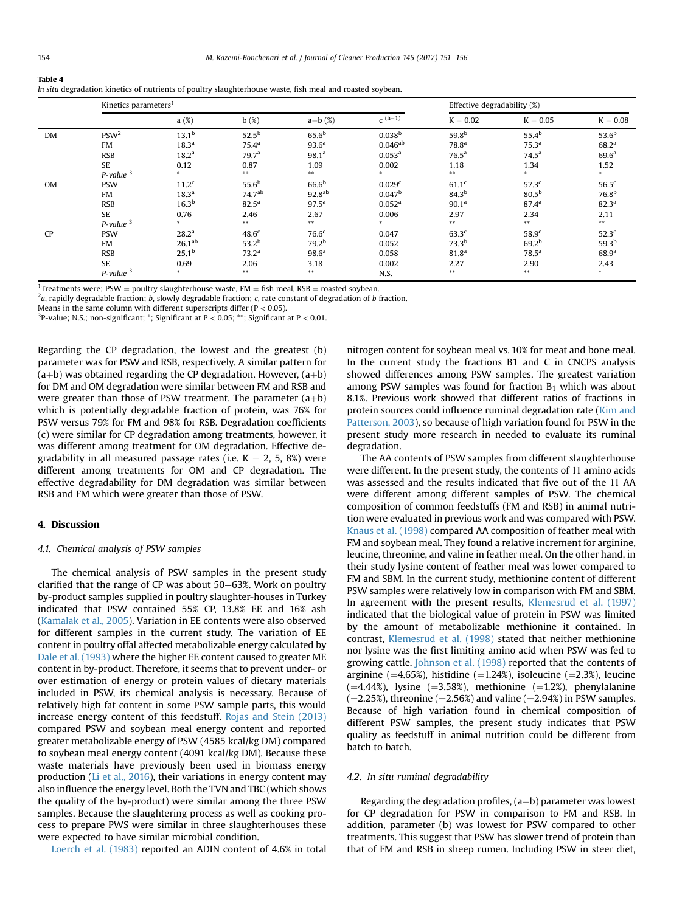**Table 4**
*In situ* degradation kinetics of nutrients of poultry slaughterhouse waste, fish meal and roasted soybean.

| | Kinetics parameters[1] | | | | | Effective degradability (%) | | |
|---|---|---|---|---|---|---|---|---|
| | | a (%) | b (%) | a+b (%) | $c^{(h-1)}$ | K = 0.02 | K = 0.05 | K = 0.08 |
| DM | PSW[2] | 13.1[b] | 52.5[b] | 65.6[b] | 0.038[b] | 59.8[b] | 55.4[b] | 53.6[b] |
| | FM | 18.3[a] | 75.4[a] | 93.6[a] | 0.046[ab] | 78.8[a] | 75.3[a] | 68.2[a] |
| | RSB | 18.2[a] | 79.7[a] | 98.1[a] | 0.053[a] | 76.5[a] | 74.5[a] | 69.6[a] |
| | SE | 0.12 | 0.87 | 1.09 | 0.002 | 1.18 | 1.34 | 1.52 |
| | *P-value* [3] | * | ** | ** | * | ** | * | * |
| OM | PSW | 11.2[c] | 55.6[b] | 66.6[b] | 0.029[c] | 61.1[c] | 57.3[c] | 56.5[c] |
| | FM | 18.3[a] | 74.7[ab] | 92.8[ab] | 0.047[b] | 84.3[b] | 80.5[b] | 76.8[b] |
| | RSB | 16.3[b] | 82.5[a] | 97.5[a] | 0.052[a] | 90.1[a] | 87.4[a] | 82.3[a] |
| | SE | 0.76 | 2.46 | 2.67 | 0.006 | 2.97 | 2.34 | 2.11 |
| | *P-value* [3] | * | ** | ** | * | ** | ** | ** |
| CP | PSW | 28.2[a] | 48.6[c] | 76.6[c] | 0.047 | 63.3[c] | 58.9[c] | 52.3[c] |
| | FM | 26.1[ab] | 53.2[b] | 79.2[b] | 0.052 | 73.3[b] | 69.2[b] | 59.3[b] |
| | RSB | 25.1[b] | 73.2[a] | 98.6[a] | 0.058 | 81.8[a] | 78.5[a] | 68.9[a] |
| | SE | 0.69 | 2.06 | 3.18 | 0.002 | 2.27 | 2.90 | 2.43 |
| | *P-value* [3] | * | ** | ** | N.S. | ** | ** | * |

[1]Treatments were; PSW = poultry slaughterhouse waste, FM = fish meal, RSB = roasted soybean.
[2]*a*, rapidly degradable fraction; *b*, slowly degradable fraction; *c*, rate constant of degradation of *b* fraction.
Means in the same column with different superscripts differ ($P < 0.05$).
[3]P-value; N.S.; non-significant; *; Significant at $P < 0.05$; **; Significant at $P < 0.01$.

Regarding the CP degradation, the lowest and the greatest (b) parameter was for PSW and RSB, respectively. A similar pattern for (a+b) was obtained regarding the CP degradation. However, (a+b) for DM and OM degradation were similar between FM and RSB and were greater than those of PSW treatment. The parameter (a+b) which is potentially degradable fraction of protein, was 76% for PSW versus 79% for FM and 98% for RSB. Degradation coefficients (c) were similar for CP degradation among treatments, however, it was different among treatment for OM degradation. Effective degradability in all measured passage rates (i.e. K = 2, 5, 8%) were different among treatments for OM and CP degradation. The effective degradability for DM degradation was similar between RSB and FM which were greater than those of PSW.

## 4. Discussion

### 4.1. Chemical analysis of PSW samples

The chemical analysis of PSW samples in the present study clarified that the range of CP was about 50–63%. Work on poultry by-product samples supplied in poultry slaughter-houses in Turkey indicated that PSW contained 55% CP, 13.8% EE and 16% ash (Kamalak et al., 2005). Variation in EE contents were also observed for different samples in the current study. The variation of EE content in poultry offal affected metabolizable energy calculated by Dale et al. (1993) where the higher EE content caused to greater ME content in by-product. Therefore, it seems that to prevent under- or over estimation of energy or protein values of dietary materials included in PSW, its chemical analysis is necessary. Because of relatively high fat content in some PSW sample parts, this would increase energy content of this feedstuff. Rojas and Stein (2013) compared PSW and soybean meal energy content and reported greater metabolizable energy of PSW (4585 kcal/kg DM) compared to soybean meal energy content (4091 kcal/kg DM). Because these waste materials have previously been used in biomass energy production (Li et al., 2016), their variations in energy content may also influence the energy level. Both the TVN and TBC (which shows the quality of the by-product) were similar among the three PSW samples. Because the slaughtering process as well as cooking process to prepare PWS were similar in three slaughterhouses these were expected to have similar microbial condition.

Loerch et al. (1983) reported an ADIN content of 4.6% in total nitrogen content for soybean meal vs. 10% for meat and bone meal. In the current study the fractions B1 and C in CNCPS analysis showed differences among PSW samples. The greatest variation among PSW samples was found for fraction $B_1$ which was about 8.1%. Previous work showed that different ratios of fractions in protein sources could influence ruminal degradation rate (Kim and Patterson, 2003), so because of high variation found for PSW in the present study more research in needed to evaluate its ruminal degradation.

The AA contents of PSW samples from different slaughterhouse were different. In the present study, the contents of 11 amino acids was assessed and the results indicated that five out of the 11 AA were different among different samples of PSW. The chemical composition of common feedstuffs (FM and RSB) in animal nutrition were evaluated in previous work and was compared with PSW. Knaus et al. (1998) compared AA composition of feather meal with FM and soybean meal. They found a relative increment for arginine, leucine, threonine, and valine in feather meal. On the other hand, in their study lysine content of feather meal was lower compared to FM and SBM. In the current study, methionine content of different PSW samples were relatively low in comparison with FM and SBM. In agreement with the present results, Klemesrud et al. (1997) indicated that the biological value of protein in PSW was limited by the amount of metabolizable methionine it contained. In contrast, Klemesrud et al. (1998) stated that neither methionine nor lysine was the first limiting amino acid when PSW was fed to growing cattle. Johnson et al. (1998) reported that the contents of arginine (=4.65%), histidine (=1.24%), isoleucine (=2.3%), leucine (=4.44%), lysine (=3.58%), methionine (=1.2%), phenylalanine (=2.25%), threonine (=2.56%) and valine (=2.94%) in PSW samples. Because of high variation found in chemical composition of different PSW samples, the present study indicates that PSW quality as feedstuff in animal nutrition could be different from batch to batch.

### 4.2. In situ ruminal degradability

Regarding the degradation profiles, (a+b) parameter was lowest for CP degradation for PSW in comparison to FM and RSB. In addition, parameter (b) was lowest for PSW compared to other treatments. This suggest that PSW has slower trend of protein than that of FM and RSB in sheep rumen. Including PSW in steer diet,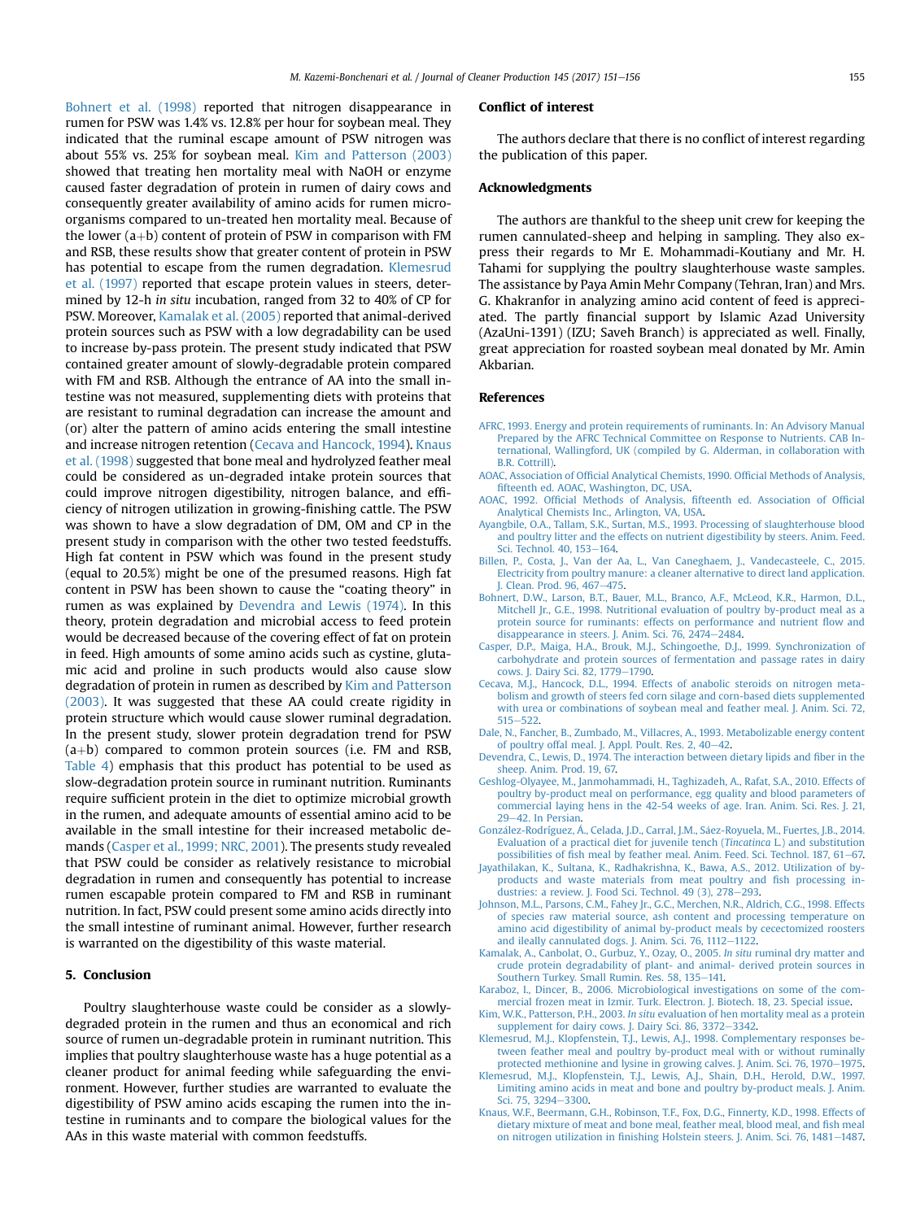Bohnert et al. (1998) reported that nitrogen disappearance in rumen for PSW was 1.4% vs. 12.8% per hour for soybean meal. They indicated that the ruminal escape amount of PSW nitrogen was about 55% vs. 25% for soybean meal. Kim and Patterson (2003) showed that treating hen mortality meal with NaOH or enzyme caused faster degradation of protein in rumen of dairy cows and consequently greater availability of amino acids for rumen microorganisms compared to un-treated hen mortality meal. Because of the lower (a+b) content of protein of PSW in comparison with FM and RSB, these results show that greater content of protein in PSW has potential to escape from the rumen degradation. Klemesrud et al. (1997) reported that escape protein values in steers, determined by 12-h *in situ* incubation, ranged from 32 to 40% of CP for PSW. Moreover, Kamalak et al. (2005) reported that animal-derived protein sources such as PSW with a low degradability can be used to increase by-pass protein. The present study indicated that PSW contained greater amount of slowly-degradable protein compared with FM and RSB. Although the entrance of AA into the small intestine was not measured, supplementing diets with proteins that are resistant to ruminal degradation can increase the amount and (or) alter the pattern of amino acids entering the small intestine and increase nitrogen retention (Cecava and Hancock, 1994). Knaus et al. (1998) suggested that bone meal and hydrolyzed feather meal could be considered as un-degraded intake protein sources that could improve nitrogen digestibility, nitrogen balance, and efficiency of nitrogen utilization in growing-finishing cattle. The PSW was shown to have a slow degradation of DM, OM and CP in the present study in comparison with the other two tested feedstuffs. High fat content in PSW which was found in the present study (equal to 20.5%) might be one of the presumed reasons. High fat content in PSW has been shown to cause the "coating theory" in rumen as was explained by Devendra and Lewis (1974). In this theory, protein degradation and microbial access to feed protein would be decreased because of the covering effect of fat on protein in feed. High amounts of some amino acids such as cystine, glutamic acid and proline in such products would also cause slow degradation of protein in rumen as described by Kim and Patterson (2003). It was suggested that these AA could create rigidity in protein structure which would cause slower ruminal degradation. In the present study, slower protein degradation trend for PSW (a+b) compared to common protein sources (i.e. FM and RSB, Table 4) emphasis that this product has potential to be used as slow-degradation protein source in ruminant nutrition. Ruminants require sufficient protein in the diet to optimize microbial growth in the rumen, and adequate amounts of essential amino acid to be available in the small intestine for their increased metabolic demands (Casper et al., 1999; NRC, 2001). The presents study revealed that PSW could be consider as relatively resistance to microbial degradation in rumen and consequently has potential to increase rumen escapable protein compared to FM and RSB in ruminant nutrition. In fact, PSW could present some amino acids directly into the small intestine of ruminant animal. However, further research is warranted on the digestibility of this waste material.

## 5. Conclusion

Poultry slaughterhouse waste could be consider as a slowly-degraded protein in the rumen and thus an economical and rich source of rumen un-degradable protein in ruminant nutrition. This implies that poultry slaughterhouse waste has a huge potential as a cleaner product for animal feeding while safeguarding the environment. However, further studies are warranted to evaluate the digestibility of PSW amino acids escaping the rumen into the intestine in ruminants and to compare the biological values for the AAs in this waste material with common feedstuffs.

## Conflict of interest

The authors declare that there is no conflict of interest regarding the publication of this paper.

## Acknowledgments

The authors are thankful to the sheep unit crew for keeping the rumen cannulated-sheep and helping in sampling. They also express their regards to Mr E. Mohammadi-Koutiany and Mr. H. Tahami for supplying the poultry slaughterhouse waste samples. The assistance by Paya Amin Mehr Company (Tehran, Iran) and Mrs. G. Khakranfor in analyzing amino acid content of feed is appreciated. The partly financial support by Islamic Azad University (AzaUni-1391) (IZU; Saveh Branch) is appreciated as well. Finally, great appreciation for roasted soybean meal donated by Mr. Amin Akbarian.

## References

AFRC, 1993. Energy and protein requirements of ruminants. In: An Advisory Manual Prepared by the AFRC Technical Committee on Response to Nutrients. CAB International, Wallingford, UK (compiled by G. Alderman, in collaboration with B.R. Cottrill).

AOAC, Association of Official Analytical Chemists, 1990. Official Methods of Analysis, fifteenth ed. AOAC, Washington, DC, USA.

AOAC, 1992. Official Methods of Analysis, fifteenth ed. Association of Official Analytical Chemists Inc., Arlington, VA, USA.

Ayangbile, O.A., Tallam, S.K., Surtan, M.S., 1993. Processing of slaughterhouse blood and poultry litter and the effects on nutrient digestibility by steers. Anim. Feed. Sci. Technol. 40, 153–164.

Billen, P., Costa, J., Van der Aa, L., Van Caneghaem, J., Vandecasteele, C., 2015. Electricity from poultry manure: a cleaner alternative to direct land application. J. Clean. Prod. 96, 467–475.

Bohnert, D.W., Larson, B.T., Bauer, M.L., Branco, A.F., McLeod, K.R., Harmon, D.L., Mitchell Jr., G.E., 1998. Nutritional evaluation of poultry by-product meal as a protein source for ruminants: effects on performance and nutrient flow and disappearance in steers. J. Anim. Sci. 76, 2474–2484.

Casper, D.P., Maiga, H.A., Brouk, M.J., Schingoethe, D.J., 1999. Synchronization of carbohydrate and protein sources of fermentation and passage rates in dairy cows. J. Dairy Sci. 82, 1779–1790.

Cecava, M.J., Hancock, D.L., 1994. Effects of anabolic steroids on nitrogen metabolism and growth of steers fed corn silage and corn-based diets supplemented with urea or combinations of soybean meal and feather meal. J. Anim. Sci. 72, 515–522.

Dale, N., Fancher, B., Zumbado, M., Villacres, A., 1993. Metabolizable energy content of poultry offal meal. J. Appl. Poult. Res. 2, 40–42.

Devendra, C., Lewis, D., 1974. The interaction between dietary lipids and fiber in the sheep. Anim. Prod. 19, 67.

Geshlog-Olyayee, M., Janmohammadi, H., Taghizadeh, A., Rafat, S.A., 2010. Effects of poultry by-product meal on performance, egg quality and blood parameters of commercial laying hens in the 42-54 weeks of age. Iran. Anim. Sci. Res. J. 21, 29–42. In Persian.

González-Rodríguez, Á., Celada, J.D., Carral, J.M., Sáez-Royuela, M., Fuertes, J.B., 2014. Evaluation of a practical diet for juvenile tench (*Tincatinca* L.) and substitution possibilities of fish meal by feather meal. Anim. Feed. Sci. Technol. 187, 61–67.

Jayathilakan, K., Sultana, K., Radhakrishna, K., Bawa, A.S., 2012. Utilization of by-products and waste materials from meat poultry and fish processing industries: a review. J. Food Sci. Technol. 49 (3), 278–293.

Johnson, M.L., Parsons, C.M., Fahey Jr., G.C., Merchen, N.R., Aldrich, C.G., 1998. Effects of species raw material source, ash content and processing temperature on amino acid digestibility of animal by-product meals by cecectomized roosters and ileally cannulated dogs. J. Anim. Sci. 76, 1112–1122.

Kamalak, A., Canbolat, O., Gurbuz, Y., Ozay, O., 2005. *In situ* ruminal dry matter and crude protein degradability of plant- and animal- derived protein sources in Southern Turkey. Small Rumin. Res. 58, 135–141.

Karaboz, I., Dincer, B., 2006. Microbiological investigations on some of the commercial frozen meat in Izmir. Turk. Electron. J. Biotech. 18, 23. Special issue.

Kim, W.K., Patterson, P.H., 2003. *In situ* evaluation of hen mortality meal as a protein supplement for dairy cows. J. Dairy Sci. 86, 3372–3342.

Klemesrud, M.J., Klopfenstein, T.J., Lewis, A.J., 1998. Complementary responses between feather meal and poultry by-product meal with or without ruminally protected methionine and lysine in growing calves. J. Anim. Sci. 76, 1970–1975.

Klemesrud, M.J., Klopfenstein, T.J., Lewis, A.J., Shain, D.H., Herold, D.W., 1997. Limiting amino acids in meat and bone and poultry by-product meals. J. Anim. Sci. 75, 3294–3300.

Knaus, W.F., Beermann, G.H., Robinson, T.F., Fox, D.G., Finnerty, K.D., 1998. Effects of dietary mixture of meat and bone meal, feather meal, blood meal, and fish meal on nitrogen utilization in finishing Holstein steers. J. Anim. Sci. 76, 1481–1487.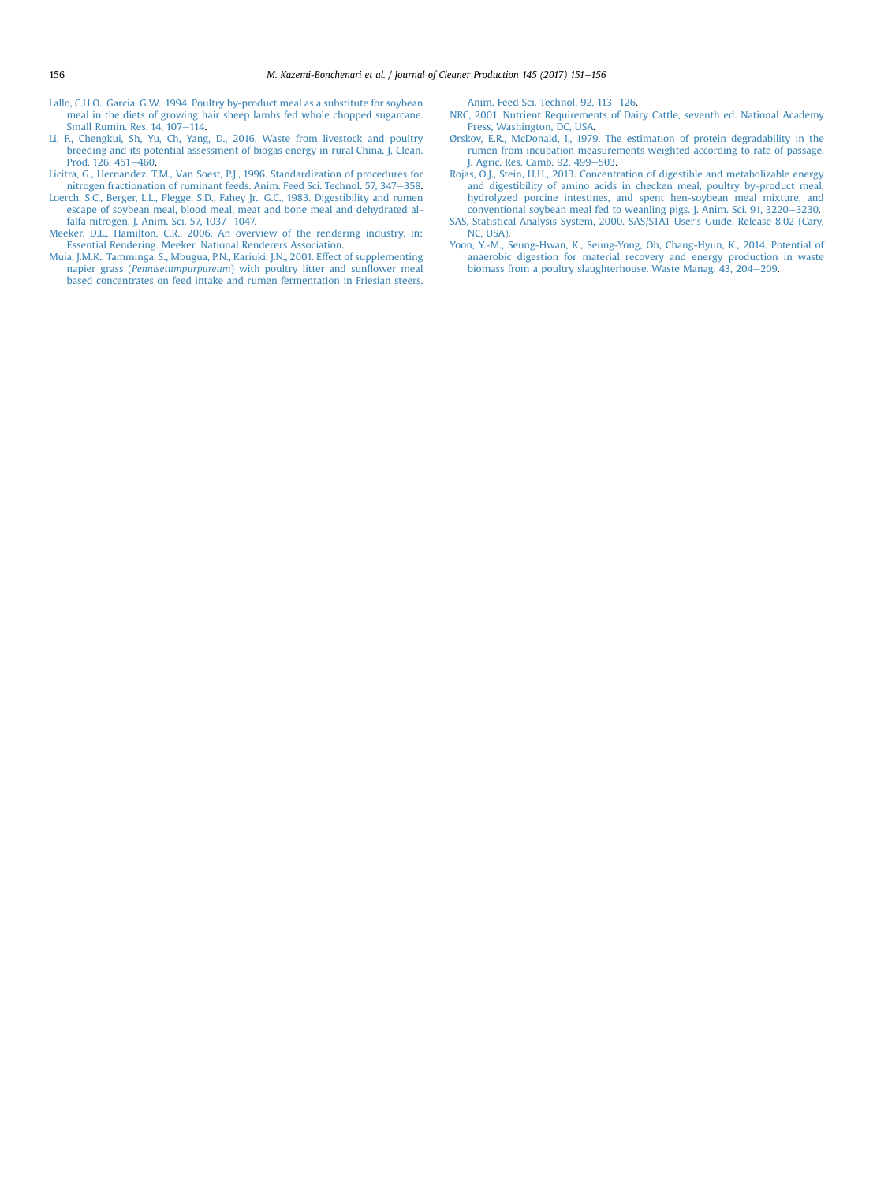Lallo, C.H.O., Garcia, G.W., 1994. Poultry by-product meal as a substitute for soybean meal in the diets of growing hair sheep lambs fed whole chopped sugarcane. Small Rumin. Res. 14, 107–114.

Li, F., Chengkui, Sh, Yu, Ch, Yang, D., 2016. Waste from livestock and poultry breeding and its potential assessment of biogas energy in rural China. J. Clean. Prod. 126, 451–460.

Licitra, G., Hernandez, T.M., Van Soest, P.J., 1996. Standardization of procedures for nitrogen fractionation of ruminant feeds. Anim. Feed Sci. Technol. 57, 347–358.

Loerch, S.C., Berger, L.L., Plegge, S.D., Fahey Jr., G.C., 1983. Digestibility and rumen escape of soybean meal, blood meal, meat and bone meal and dehydrated alfalfa nitrogen. J. Anim. Sci. 57, 1037–1047.

Meeker, D.L., Hamilton, C.R., 2006. An overview of the rendering industry. In: Essential Rendering. Meeker. National Renderers Association.

Muia, J.M.K., Tamminga, S., Mbugua, P.N., Kariuki, J.N., 2001. Effect of supplementing napier grass (*Pennisetumpurpureum*) with poultry litter and sunflower meal based concentrates on feed intake and rumen fermentation in Friesian steers. Anim. Feed Sci. Technol. 92, 113–126.

NRC, 2001. Nutrient Requirements of Dairy Cattle, seventh ed. National Academy Press, Washington, DC, USA.

Ørskov, E.R., McDonald, I., 1979. The estimation of protein degradability in the rumen from incubation measurements weighted according to rate of passage. J. Agric. Res. Camb. 92, 499–503.

Rojas, O.J., Stein, H.H., 2013. Concentration of digestible and metabolizable energy and digestibility of amino acids in checken meal, poultry by-product meal, hydrolyzed porcine intestines, and spent hen-soybean meal mixture, and conventional soybean meal fed to weanling pigs. J. Anim. Sci. 91, 3220–3230.

SAS, Statistical Analysis System, 2000. SAS/STAT User's Guide. Release 8.02 (Cary, NC, USA).

Yoon, Y.-M., Seung-Hwan, K., Seung-Yong, Oh, Chang-Hyun, K., 2014. Potential of anaerobic digestion for material recovery and energy production in waste biomass from a poultry slaughterhouse. Waste Manag. 43, 204–209.